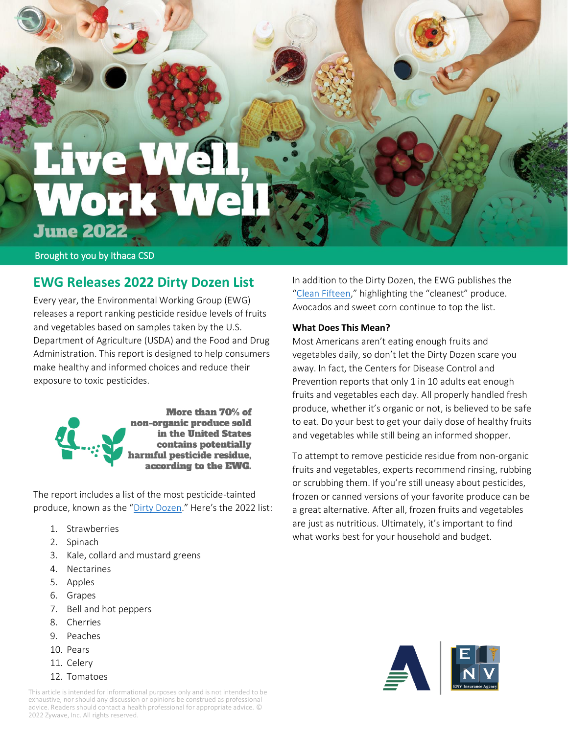# Live Well, Work Well

June 2022

Brought to you by Ithaca CSD

## EWG Releases 2022 Dirty Dozen List

Every year, the Environmental Working Group (EWG) releases a report ranking pesticide residue levels of fruits and vegetables based on samples taken by the U.S. Department of Agriculture (USDA) and the Food and Drug Administration. This report is designed to help consumers make healthy and informed choices and reduce their exposure to toxic pesticides.

**More than 70% of non-organic produce sold in the United States contains potentially harmful pesticide residue, according to the EWG.**

The report includes a list of the most pesticide-tainted produce, known as the "Dirty Dozen." Here's the 2022 list:

1. Strawberries
2. Spinach
3. Kale, collard and mustard greens
4. Nectarines
5. Apples
6. Grapes
7. Bell and hot peppers
8. Cherries
9. Peaches
10. Pears
11. Celery
12. Tomatoes

In addition to the Dirty Dozen, the EWG publishes the "Clean Fifteen," highlighting the "cleanest" produce. Avocados and sweet corn continue to top the list.

**What Does This Mean?**

Most Americans aren't eating enough fruits and vegetables daily, so don't let the Dirty Dozen scare you away. In fact, the Centers for Disease Control and Prevention reports that only 1 in 10 adults eat enough fruits and vegetables each day. All properly handled fresh produce, whether it's organic or not, is believed to be safe to eat. Do your best to get your daily dose of healthy fruits and vegetables while still being an informed shopper.

To attempt to remove pesticide residue from non-organic fruits and vegetables, experts recommend rinsing, rubbing or scrubbing them. If you're still uneasy about pesticides, frozen or canned versions of your favorite produce can be a great alternative. After all, frozen fruits and vegetables are just as nutritious. Ultimately, it's important to find what works best for your household and budget.

This article is intended for informational purposes only and is not intended to be exhaustive, nor should any discussion or opinions be construed as professional advice. Readers should contact a health professional for appropriate advice. © 2022 Zywave, Inc. All rights reserved.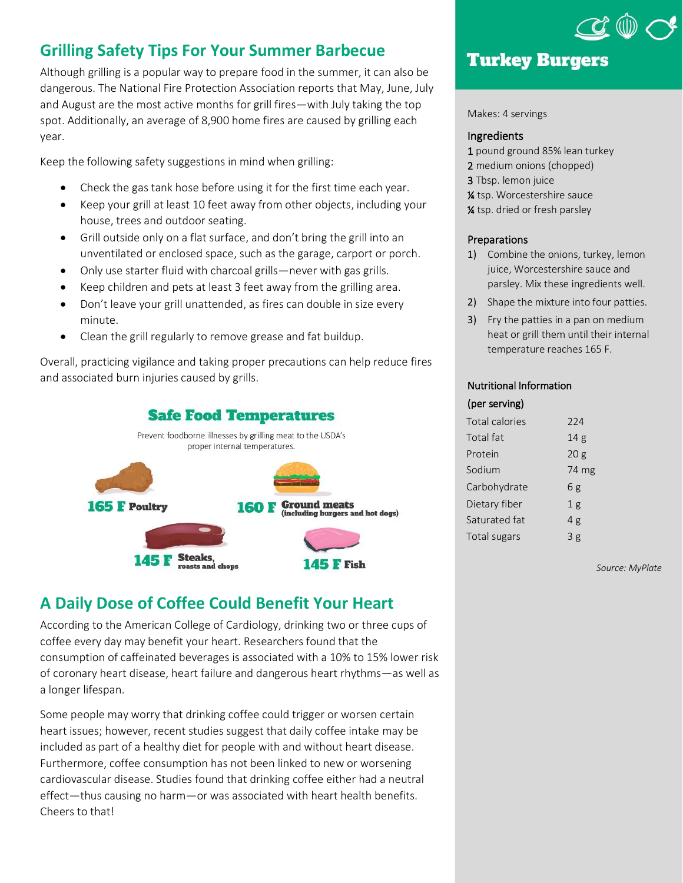## Grilling Safety Tips For Your Summer Barbecue

Although grilling is a popular way to prepare food in the summer, it can also be dangerous. The National Fire Protection Association reports that May, June, July and August are the most active months for grill fires—with July taking the top spot. Additionally, an average of 8,900 home fires are caused by grilling each year.

Keep the following safety suggestions in mind when grilling:

- Check the gas tank hose before using it for the first time each year.
- Keep your grill at least 10 feet away from other objects, including your house, trees and outdoor seating.
- Grill outside only on a flat surface, and don't bring the grill into an unventilated or enclosed space, such as the garage, carport or porch.
- Only use starter fluid with charcoal grills—never with gas grills.
- Keep children and pets at least 3 feet away from the grilling area.
- Don't leave your grill unattended, as fires can double in size every minute.
- Clean the grill regularly to remove grease and fat buildup.

Overall, practicing vigilance and taking proper precautions can help reduce fires and associated burn injuries caused by grills.

### Safe Food Temperatures

Prevent foodborne illnesses by grilling meat to the USDA's proper internal temperatures.

165 F Poultry

160 F Ground meats (including burgers and hot dogs)

145 F Steaks, roasts and chops

145 F Fish

## A Daily Dose of Coffee Could Benefit Your Heart

According to the American College of Cardiology, drinking two or three cups of coffee every day may benefit your heart. Researchers found that the consumption of caffeinated beverages is associated with a 10% to 15% lower risk of coronary heart disease, heart failure and dangerous heart rhythms—as well as a longer lifespan.

Some people may worry that drinking coffee could trigger or worsen certain heart issues; however, recent studies suggest that daily coffee intake may be included as part of a healthy diet for people with and without heart disease. Furthermore, coffee consumption has not been linked to new or worsening cardiovascular disease. Studies found that drinking coffee either had a neutral effect—thus causing no harm—or was associated with heart health benefits. Cheers to that!

## Turkey Burgers

Makes: 4 servings

### Ingredients

1 pound ground 85% lean turkey
2 medium onions (chopped)
3 Tbsp. lemon juice
¼ tsp. Worcestershire sauce
¼ tsp. dried or fresh parsley

### Preparations

1) Combine the onions, turkey, lemon juice, Worcestershire sauce and parsley. Mix these ingredients well.
2) Shape the mixture into four patties.
3) Fry the patties in a pan on medium heat or grill them until their internal temperature reaches 165 F.

### Nutritional Information (per serving)

| | |
|---|---|
| Total calories | 224 |
| Total fat | 14 g |
| Protein | 20 g |
| Sodium | 74 mg |
| Carbohydrate | 6 g |
| Dietary fiber | 1 g |
| Saturated fat | 4 g |
| Total sugars | 3 g |

*Source: MyPlate*